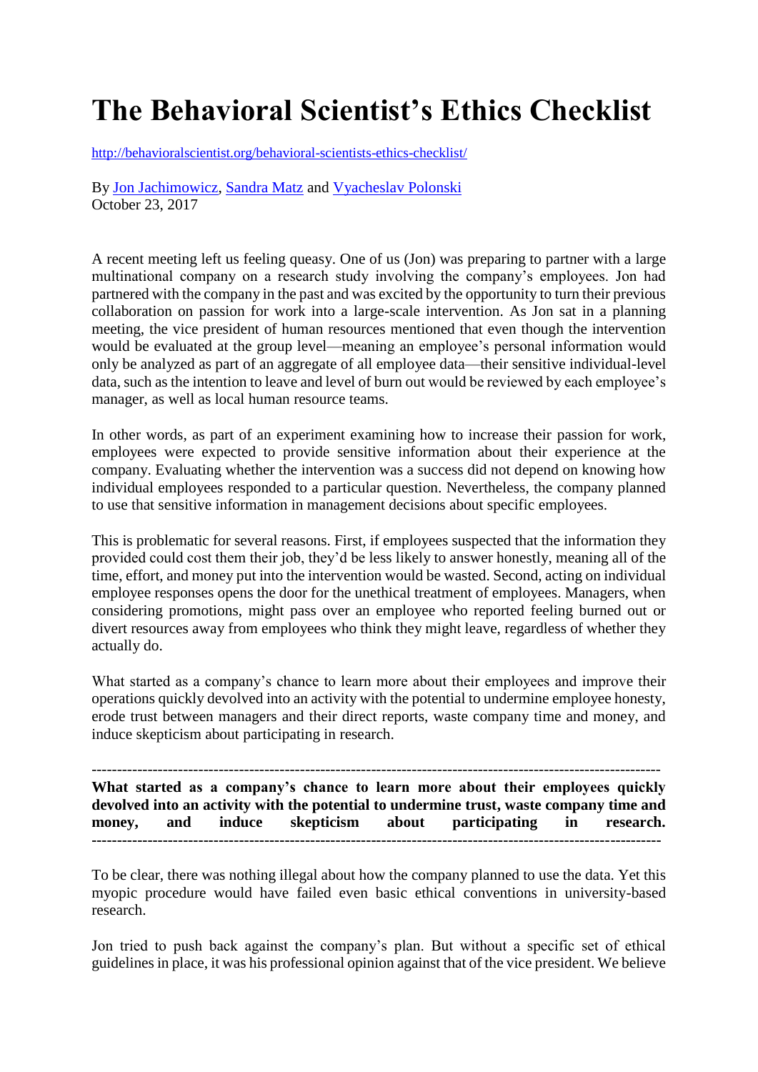# The Behavioral Scientist's Ethics Checklist

http://behavioralscientist.org/behavioral-scientists-ethics-checklist/

By Jon Jachimowicz, Sandra Matz and Vyacheslav Polonski
October 23, 2017

A recent meeting left us feeling queasy. One of us (Jon) was preparing to partner with a large multinational company on a research study involving the company's employees. Jon had partnered with the company in the past and was excited by the opportunity to turn their previous collaboration on passion for work into a large-scale intervention. As Jon sat in a planning meeting, the vice president of human resources mentioned that even though the intervention would be evaluated at the group level—meaning an employee's personal information would only be analyzed as part of an aggregate of all employee data—their sensitive individual-level data, such as the intention to leave and level of burn out would be reviewed by each employee's manager, as well as local human resource teams.

In other words, as part of an experiment examining how to increase their passion for work, employees were expected to provide sensitive information about their experience at the company. Evaluating whether the intervention was a success did not depend on knowing how individual employees responded to a particular question. Nevertheless, the company planned to use that sensitive information in management decisions about specific employees.

This is problematic for several reasons. First, if employees suspected that the information they provided could cost them their job, they'd be less likely to answer honestly, meaning all of the time, effort, and money put into the intervention would be wasted. Second, acting on individual employee responses opens the door for the unethical treatment of employees. Managers, when considering promotions, might pass over an employee who reported feeling burned out or divert resources away from employees who think they might leave, regardless of whether they actually do.

What started as a company's chance to learn more about their employees and improve their operations quickly devolved into an activity with the potential to undermine employee honesty, erode trust between managers and their direct reports, waste company time and money, and induce skepticism about participating in research.

---

**What started as a company's chance to learn more about their employees quickly devolved into an activity with the potential to undermine trust, waste company time and money, and induce skepticism about participating in research.**

---

To be clear, there was nothing illegal about how the company planned to use the data. Yet this myopic procedure would have failed even basic ethical conventions in university-based research.

Jon tried to push back against the company's plan. But without a specific set of ethical guidelines in place, it was his professional opinion against that of the vice president. We believe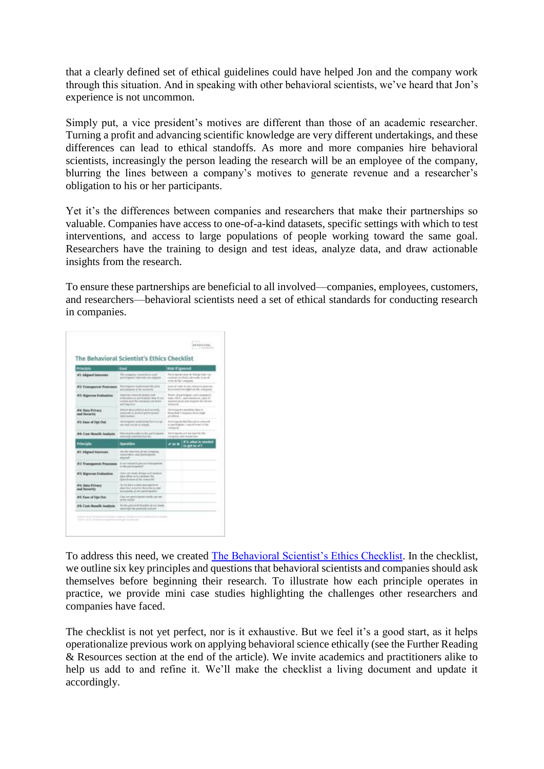that a clearly defined set of ethical guidelines could have helped Jon and the company work through this situation. And in speaking with other behavioral scientists, we've heard that Jon's experience is not uncommon.

Simply put, a vice president's motives are different than those of an academic researcher. Turning a profit and advancing scientific knowledge are very different undertakings, and these differences can lead to ethical standoffs. As more and more companies hire behavioral scientists, increasingly the person leading the research will be an employee of the company, blurring the lines between a company's motives to generate revenue and a researcher's obligation to his or her participants.

Yet it's the differences between companies and researchers that make their partnerships so valuable. Companies have access to one-of-a-kind datasets, specific settings with which to test interventions, and access to large populations of people working toward the same goal. Researchers have the training to design and test ideas, analyze data, and draw actionable insights from the research.

To ensure these partnerships are beneficial to all involved—companies, employees, customers, and researchers—behavioral scientists need a set of ethical standards for conducting research in companies.

To address this need, we created The Behavioral Scientist's Ethics Checklist. In the checklist, we outline six key principles and questions that behavioral scientists and companies should ask themselves before beginning their research. To illustrate how each principle operates in practice, we provide mini case studies highlighting the challenges other researchers and companies have faced.

The checklist is not yet perfect, nor is it exhaustive. But we feel it's a good start, as it helps operationalize previous work on applying behavioral science ethically (see the Further Reading & Resources section at the end of the article). We invite academics and practitioners alike to help us add to and refine it. We'll make the checklist a living document and update it accordingly.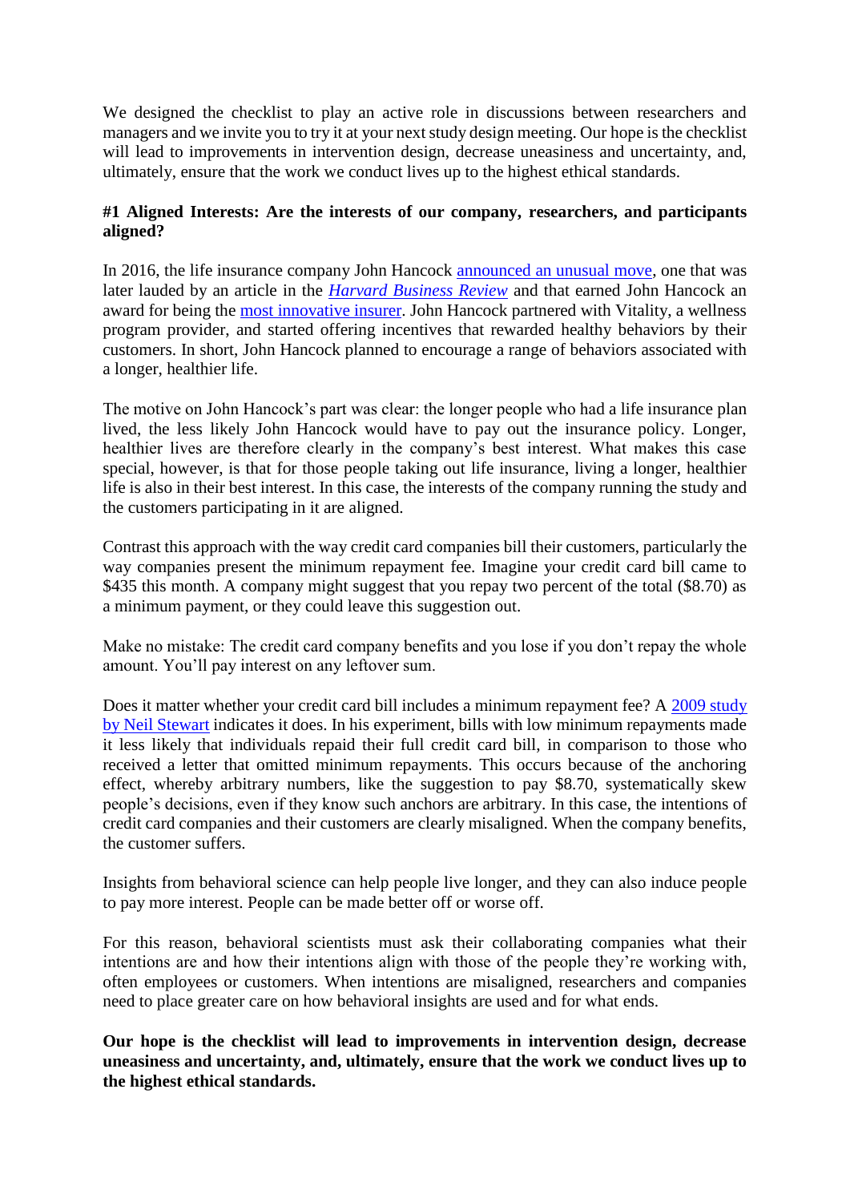We designed the checklist to play an active role in discussions between researchers and managers and we invite you to try it at your next study design meeting. Our hope is the checklist will lead to improvements in intervention design, decrease uneasiness and uncertainty, and, ultimately, ensure that the work we conduct lives up to the highest ethical standards.

**#1 Aligned Interests: Are the interests of our company, researchers, and participants aligned?**

In 2016, the life insurance company John Hancock announced an unusual move, one that was later lauded by an article in the *Harvard Business Review* and that earned John Hancock an award for being the most innovative insurer. John Hancock partnered with Vitality, a wellness program provider, and started offering incentives that rewarded healthy behaviors by their customers. In short, John Hancock planned to encourage a range of behaviors associated with a longer, healthier life.

The motive on John Hancock's part was clear: the longer people who had a life insurance plan lived, the less likely John Hancock would have to pay out the insurance policy. Longer, healthier lives are therefore clearly in the company's best interest. What makes this case special, however, is that for those people taking out life insurance, living a longer, healthier life is also in their best interest. In this case, the interests of the company running the study and the customers participating in it are aligned.

Contrast this approach with the way credit card companies bill their customers, particularly the way companies present the minimum repayment fee. Imagine your credit card bill came to $435 this month. A company might suggest that you repay two percent of the total ($8.70) as a minimum payment, or they could leave this suggestion out.

Make no mistake: The credit card company benefits and you lose if you don't repay the whole amount. You'll pay interest on any leftover sum.

Does it matter whether your credit card bill includes a minimum repayment fee? A 2009 study by Neil Stewart indicates it does. In his experiment, bills with low minimum repayments made it less likely that individuals repaid their full credit card bill, in comparison to those who received a letter that omitted minimum repayments. This occurs because of the anchoring effect, whereby arbitrary numbers, like the suggestion to pay $8.70, systematically skew people's decisions, even if they know such anchors are arbitrary. In this case, the intentions of credit card companies and their customers are clearly misaligned. When the company benefits, the customer suffers.

Insights from behavioral science can help people live longer, and they can also induce people to pay more interest. People can be made better off or worse off.

For this reason, behavioral scientists must ask their collaborating companies what their intentions are and how their intentions align with those of the people they're working with, often employees or customers. When intentions are misaligned, researchers and companies need to place greater care on how behavioral insights are used and for what ends.

**Our hope is the checklist will lead to improvements in intervention design, decrease uneasiness and uncertainty, and, ultimately, ensure that the work we conduct lives up to the highest ethical standards.**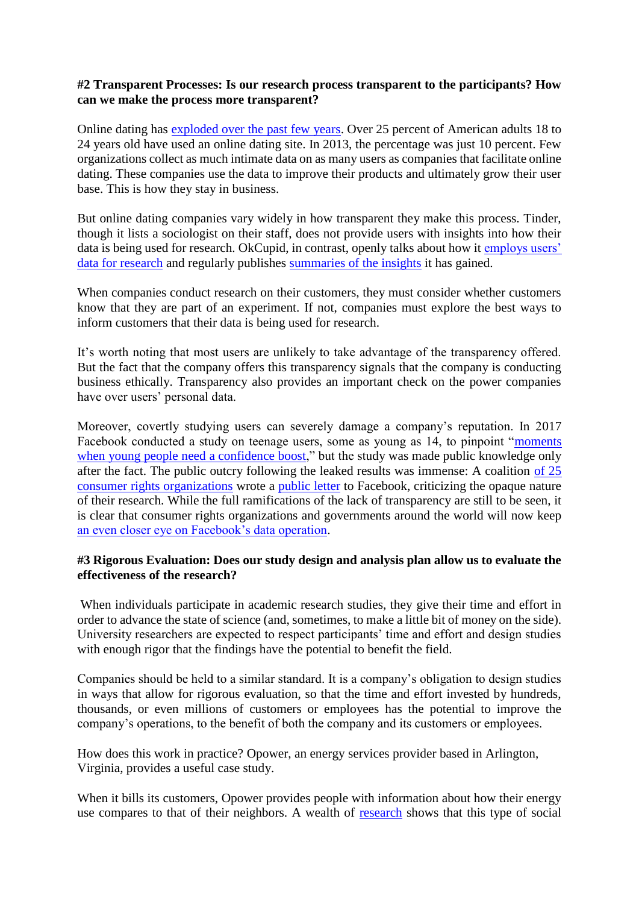**#2 Transparent Processes: Is our research process transparent to the participants? How can we make the process more transparent?**

Online dating has exploded over the past few years. Over 25 percent of American adults 18 to 24 years old have used an online dating site. In 2013, the percentage was just 10 percent. Few organizations collect as much intimate data on as many users as companies that facilitate online dating. These companies use the data to improve their products and ultimately grow their user base. This is how they stay in business.

But online dating companies vary widely in how transparent they make this process. Tinder, though it lists a sociologist on their staff, does not provide users with insights into how their data is being used for research. OkCupid, in contrast, openly talks about how it employs users' data for research and regularly publishes summaries of the insights it has gained.

When companies conduct research on their customers, they must consider whether customers know that they are part of an experiment. If not, companies must explore the best ways to inform customers that their data is being used for research.

It's worth noting that most users are unlikely to take advantage of the transparency offered. But the fact that the company offers this transparency signals that the company is conducting business ethically. Transparency also provides an important check on the power companies have over users' personal data.

Moreover, covertly studying users can severely damage a company's reputation. In 2017 Facebook conducted a study on teenage users, some as young as 14, to pinpoint "moments when young people need a confidence boost," but the study was made public knowledge only after the fact. The public outcry following the leaked results was immense: A coalition of 25 consumer rights organizations wrote a public letter to Facebook, criticizing the opaque nature of their research. While the full ramifications of the lack of transparency are still to be seen, it is clear that consumer rights organizations and governments around the world will now keep an even closer eye on Facebook's data operation.

**#3 Rigorous Evaluation: Does our study design and analysis plan allow us to evaluate the effectiveness of the research?**

When individuals participate in academic research studies, they give their time and effort in order to advance the state of science (and, sometimes, to make a little bit of money on the side). University researchers are expected to respect participants' time and effort and design studies with enough rigor that the findings have the potential to benefit the field.

Companies should be held to a similar standard. It is a company's obligation to design studies in ways that allow for rigorous evaluation, so that the time and effort invested by hundreds, thousands, or even millions of customers or employees has the potential to improve the company's operations, to the benefit of both the company and its customers or employees.

How does this work in practice? Opower, an energy services provider based in Arlington, Virginia, provides a useful case study.

When it bills its customers, Opower provides people with information about how their energy use compares to that of their neighbors. A wealth of research shows that this type of social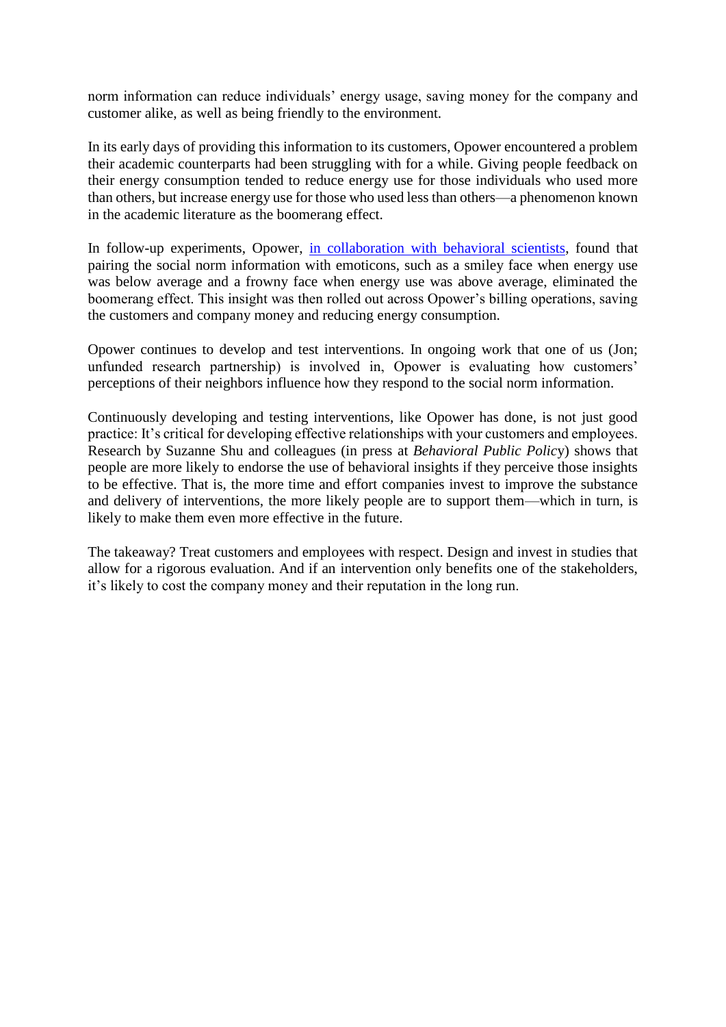norm information can reduce individuals' energy usage, saving money for the company and customer alike, as well as being friendly to the environment.

In its early days of providing this information to its customers, Opower encountered a problem their academic counterparts had been struggling with for a while. Giving people feedback on their energy consumption tended to reduce energy use for those individuals who used more than others, but increase energy use for those who used less than others—a phenomenon known in the academic literature as the boomerang effect.

In follow-up experiments, Opower, in collaboration with behavioral scientists, found that pairing the social norm information with emoticons, such as a smiley face when energy use was below average and a frowny face when energy use was above average, eliminated the boomerang effect. This insight was then rolled out across Opower's billing operations, saving the customers and company money and reducing energy consumption.

Opower continues to develop and test interventions. In ongoing work that one of us (Jon; unfunded research partnership) is involved in, Opower is evaluating how customers' perceptions of their neighbors influence how they respond to the social norm information.

Continuously developing and testing interventions, like Opower has done, is not just good practice: It's critical for developing effective relationships with your customers and employees. Research by Suzanne Shu and colleagues (in press at *Behavioral Public Policy*) shows that people are more likely to endorse the use of behavioral insights if they perceive those insights to be effective. That is, the more time and effort companies invest to improve the substance and delivery of interventions, the more likely people are to support them—which in turn, is likely to make them even more effective in the future.

The takeaway? Treat customers and employees with respect. Design and invest in studies that allow for a rigorous evaluation. And if an intervention only benefits one of the stakeholders, it's likely to cost the company money and their reputation in the long run.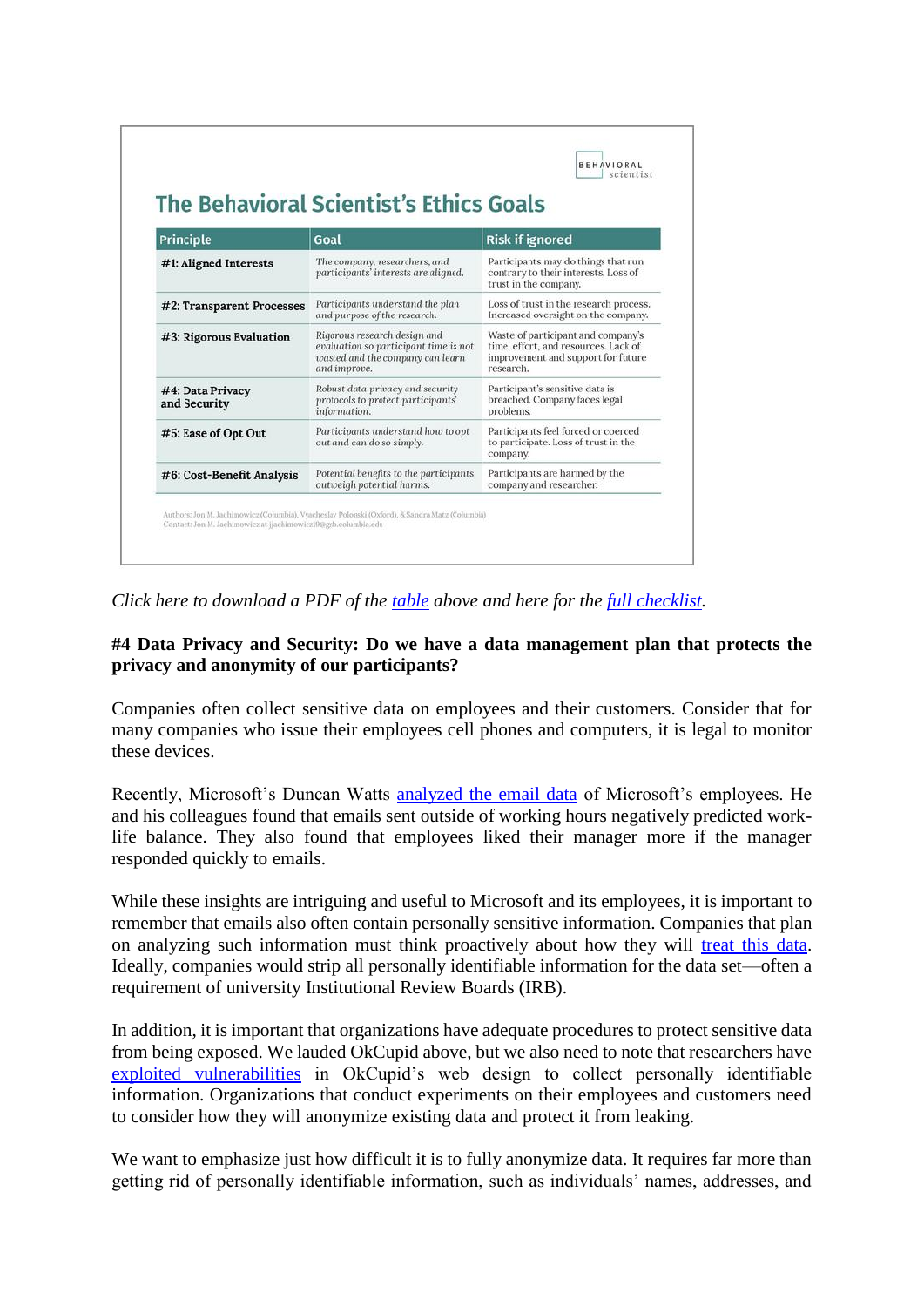BEHAVIORAL scientist

## The Behavioral Scientist's Ethics Goals

| Principle | Goal | Risk if ignored |
|---|---|---|
| **#1: Aligned Interests** | *The company, researchers, and participants' interests are aligned.* | Participants may do things that run contrary to their interests. Loss of trust in the company. |
| **#2: Transparent Processes** | *Participants understand the plan and purpose of the research.* | Loss of trust in the research process. Increased oversight on the company. |
| **#3: Rigorous Evaluation** | *Rigorous research design and evaluation so participant time is not wasted and the company can learn and improve.* | Waste of participant and company's time, effort, and resources. Lack of improvement and support for future research. |
| **#4: Data Privacy and Security** | *Robust data privacy and security protocols to protect participants' information.* | Participant's sensitive data is breached. Company faces legal problems. |
| **#5: Ease of Opt Out** | *Participants understand how to opt out and can do so simply.* | Participants feel forced or coerced to participate. Loss of trust in the company. |
| **#6: Cost-Benefit Analysis** | *Potential benefits to the participants outweigh potential harms.* | Participants are harmed by the company and researcher. |

Authors: Jon M. Jachimowicz (Columbia), Vyacheslav Polonski (Oxford), & Sandra Matz (Columbia)
Contact: Jon M. Jachimowicz at jjachimowicz19@gsb.columbia.edu

*Click here to download a PDF of the table above and here for the full checklist.*

**#4 Data Privacy and Security: Do we have a data management plan that protects the privacy and anonymity of our participants?**

Companies often collect sensitive data on employees and their customers. Consider that for many companies who issue their employees cell phones and computers, it is legal to monitor these devices.

Recently, Microsoft's Duncan Watts analyzed the email data of Microsoft's employees. He and his colleagues found that emails sent outside of working hours negatively predicted work-life balance. They also found that employees liked their manager more if the manager responded quickly to emails.

While these insights are intriguing and useful to Microsoft and its employees, it is important to remember that emails also often contain personally sensitive information. Companies that plan on analyzing such information must think proactively about how they will treat this data. Ideally, companies would strip all personally identifiable information for the data set—often a requirement of university Institutional Review Boards (IRB).

In addition, it is important that organizations have adequate procedures to protect sensitive data from being exposed. We lauded OkCupid above, but we also need to note that researchers have exploited vulnerabilities in OkCupid's web design to collect personally identifiable information. Organizations that conduct experiments on their employees and customers need to consider how they will anonymize existing data and protect it from leaking.

We want to emphasize just how difficult it is to fully anonymize data. It requires far more than getting rid of personally identifiable information, such as individuals' names, addresses, and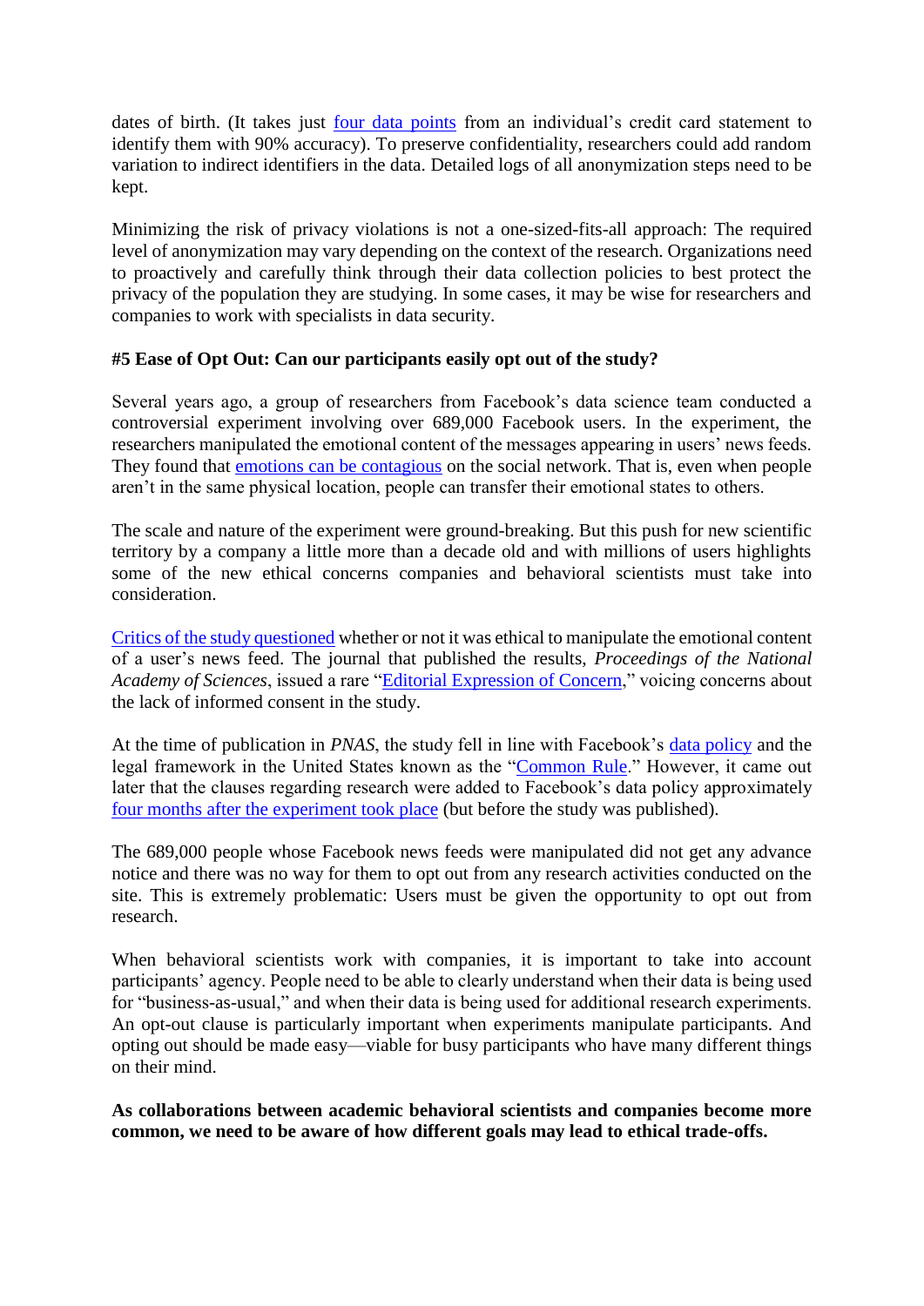dates of birth. (It takes just four data points from an individual's credit card statement to identify them with 90% accuracy). To preserve confidentiality, researchers could add random variation to indirect identifiers in the data. Detailed logs of all anonymization steps need to be kept.

Minimizing the risk of privacy violations is not a one-sized-fits-all approach: The required level of anonymization may vary depending on the context of the research. Organizations need to proactively and carefully think through their data collection policies to best protect the privacy of the population they are studying. In some cases, it may be wise for researchers and companies to work with specialists in data security.

**#5 Ease of Opt Out: Can our participants easily opt out of the study?**

Several years ago, a group of researchers from Facebook's data science team conducted a controversial experiment involving over 689,000 Facebook users. In the experiment, the researchers manipulated the emotional content of the messages appearing in users' news feeds. They found that emotions can be contagious on the social network. That is, even when people aren't in the same physical location, people can transfer their emotional states to others.

The scale and nature of the experiment were ground-breaking. But this push for new scientific territory by a company a little more than a decade old and with millions of users highlights some of the new ethical concerns companies and behavioral scientists must take into consideration.

Critics of the study questioned whether or not it was ethical to manipulate the emotional content of a user's news feed. The journal that published the results, *Proceedings of the National Academy of Sciences*, issued a rare "Editorial Expression of Concern," voicing concerns about the lack of informed consent in the study.

At the time of publication in *PNAS*, the study fell in line with Facebook's data policy and the legal framework in the United States known as the "Common Rule." However, it came out later that the clauses regarding research were added to Facebook's data policy approximately four months after the experiment took place (but before the study was published).

The 689,000 people whose Facebook news feeds were manipulated did not get any advance notice and there was no way for them to opt out from any research activities conducted on the site. This is extremely problematic: Users must be given the opportunity to opt out from research.

When behavioral scientists work with companies, it is important to take into account participants' agency. People need to be able to clearly understand when their data is being used for "business-as-usual," and when their data is being used for additional research experiments. An opt-out clause is particularly important when experiments manipulate participants. And opting out should be made easy—viable for busy participants who have many different things on their mind.

**As collaborations between academic behavioral scientists and companies become more common, we need to be aware of how different goals may lead to ethical trade-offs.**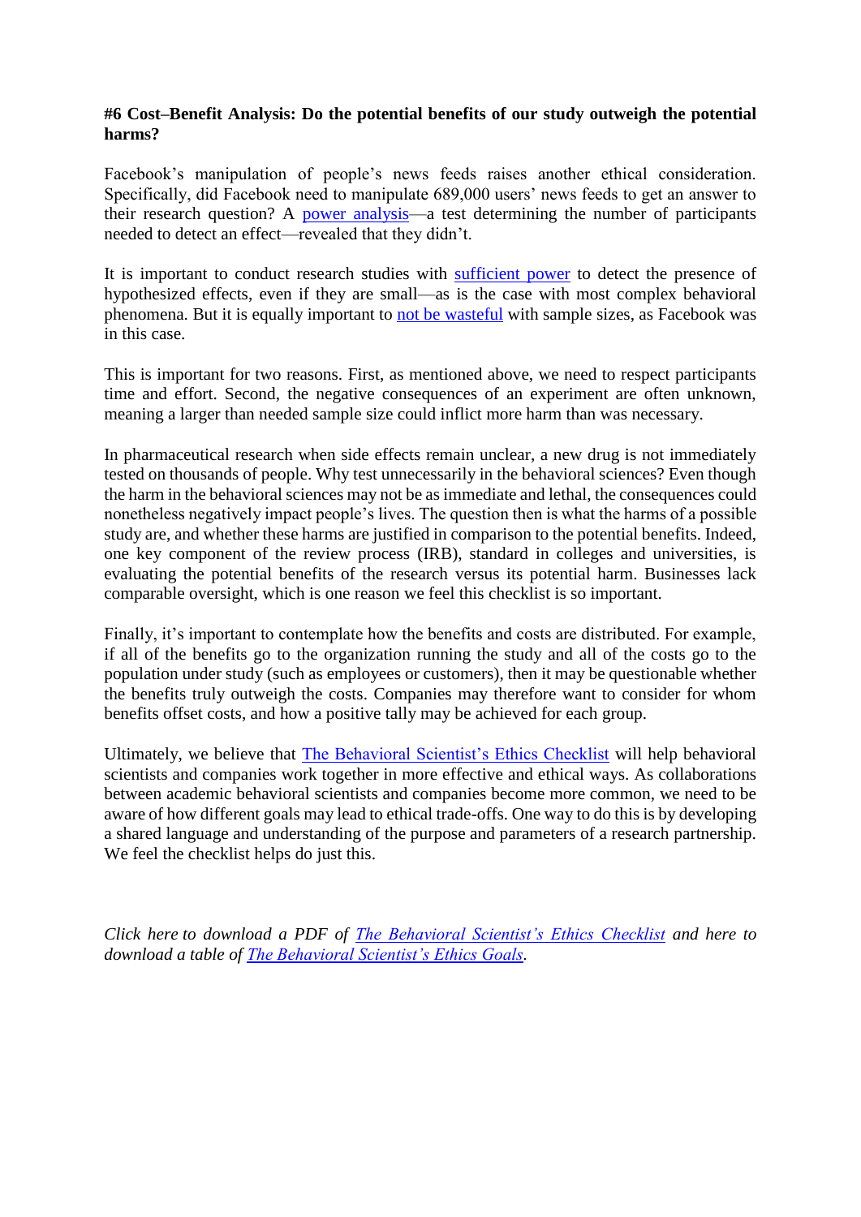**#6 Cost–Benefit Analysis: Do the potential benefits of our study outweigh the potential harms?**

Facebook's manipulation of people's news feeds raises another ethical consideration. Specifically, did Facebook need to manipulate 689,000 users' news feeds to get an answer to their research question? A power analysis—a test determining the number of participants needed to detect an effect—revealed that they didn't.

It is important to conduct research studies with sufficient power to detect the presence of hypothesized effects, even if they are small—as is the case with most complex behavioral phenomena. But it is equally important to not be wasteful with sample sizes, as Facebook was in this case.

This is important for two reasons. First, as mentioned above, we need to respect participants time and effort. Second, the negative consequences of an experiment are often unknown, meaning a larger than needed sample size could inflict more harm than was necessary.

In pharmaceutical research when side effects remain unclear, a new drug is not immediately tested on thousands of people. Why test unnecessarily in the behavioral sciences? Even though the harm in the behavioral sciences may not be as immediate and lethal, the consequences could nonetheless negatively impact people's lives. The question then is what the harms of a possible study are, and whether these harms are justified in comparison to the potential benefits. Indeed, one key component of the review process (IRB), standard in colleges and universities, is evaluating the potential benefits of the research versus its potential harm. Businesses lack comparable oversight, which is one reason we feel this checklist is so important.

Finally, it's important to contemplate how the benefits and costs are distributed. For example, if all of the benefits go to the organization running the study and all of the costs go to the population under study (such as employees or customers), then it may be questionable whether the benefits truly outweigh the costs. Companies may therefore want to consider for whom benefits offset costs, and how a positive tally may be achieved for each group.

Ultimately, we believe that The Behavioral Scientist's Ethics Checklist will help behavioral scientists and companies work together in more effective and ethical ways. As collaborations between academic behavioral scientists and companies become more common, we need to be aware of how different goals may lead to ethical trade-offs. One way to do this is by developing a shared language and understanding of the purpose and parameters of a research partnership. We feel the checklist helps do just this.

*Click here to download a PDF of The Behavioral Scientist's Ethics Checklist and here to download a table of The Behavioral Scientist's Ethics Goals.*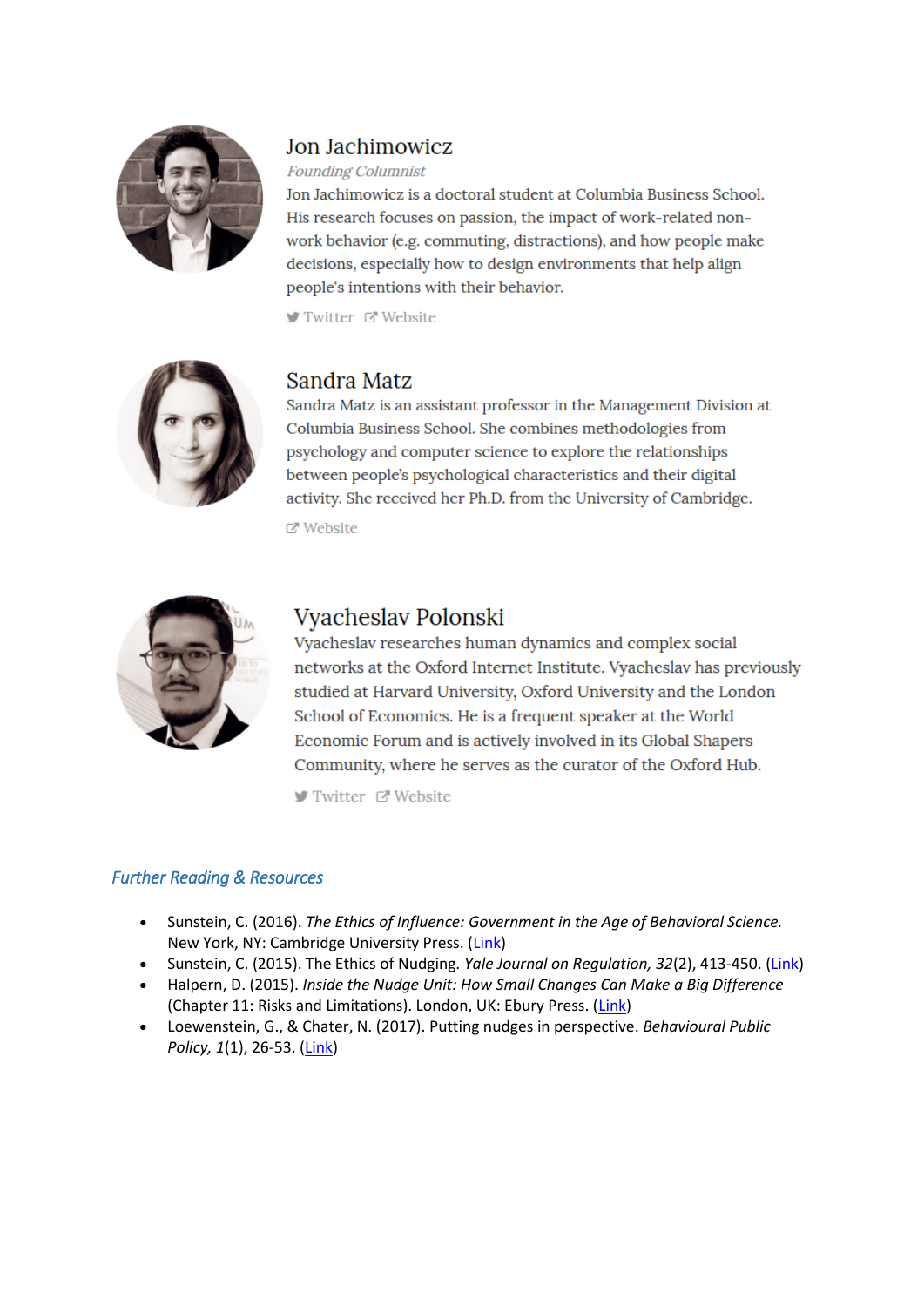## Jon Jachimowicz

*Founding Columnist*

Jon Jachimowicz is a doctoral student at Columbia Business School. His research focuses on passion, the impact of work-related non-work behavior (e.g. commuting, distractions), and how people make decisions, especially how to design environments that help align people's intentions with their behavior.

Twitter Website

## Sandra Matz

Sandra Matz is an assistant professor in the Management Division at Columbia Business School. She combines methodologies from psychology and computer science to explore the relationships between people's psychological characteristics and their digital activity. She received her Ph.D. from the University of Cambridge.

Website

## Vyacheslav Polonski

Vyacheslav researches human dynamics and complex social networks at the Oxford Internet Institute. Vyacheslav has previously studied at Harvard University, Oxford University and the London School of Economics. He is a frequent speaker at the World Economic Forum and is actively involved in its Global Shapers Community, where he serves as the curator of the Oxford Hub.

Twitter Website

### *Further Reading & Resources*

- Sunstein, C. (2016). *The Ethics of Influence: Government in the Age of Behavioral Science.* New York, NY: Cambridge University Press. (Link)
- Sunstein, C. (2015). The Ethics of Nudging. *Yale Journal on Regulation, 32*(2), 413-450. (Link)
- Halpern, D. (2015). *Inside the Nudge Unit: How Small Changes Can Make a Big Difference* (Chapter 11: Risks and Limitations). London, UK: Ebury Press. (Link)
- Loewenstein, G., & Chater, N. (2017). Putting nudges in perspective. *Behavioural Public Policy, 1*(1), 26-53. (Link)